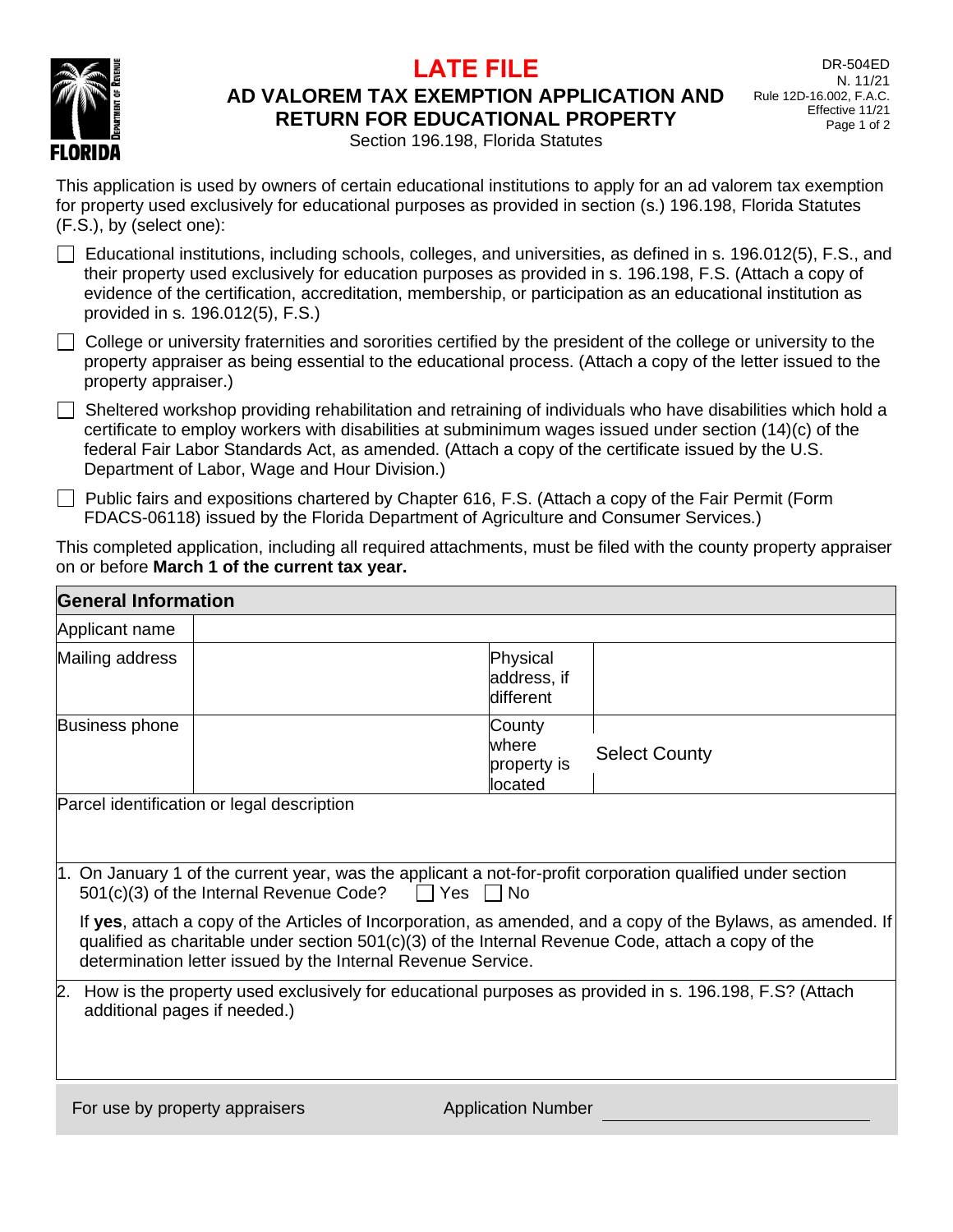# LATE FILE

## AD VALOREM TAX EXEMPTION APPLICATION AND RETURN FOR EDUCATIONAL PROPERTY

Section 196.198, Florida Statutes

DR-504ED
N. 11/21
Rule 12D-16.002, F.A.C.
Effective 11/21

This application is used by owners of certain educational institutions to apply for an ad valorem tax exemption for property used exclusively for educational purposes as provided in section (s.) 196.198, Florida Statutes (F.S.), by (select one):

- ☐ Educational institutions, including schools, colleges, and universities, as defined in s. 196.012(5), F.S., and their property used exclusively for education purposes as provided in s. 196.198, F.S. (Attach a copy of evidence of the certification, accreditation, membership, or participation as an educational institution as provided in s. 196.012(5), F.S.)
- ☐ College or university fraternities and sororities certified by the president of the college or university to the property appraiser as being essential to the educational process. (Attach a copy of the letter issued to the property appraiser.)
- ☐ Sheltered workshop providing rehabilitation and retraining of individuals who have disabilities which hold a certificate to employ workers with disabilities at subminimum wages issued under section (14)(c) of the federal Fair Labor Standards Act, as amended. (Attach a copy of the certificate issued by the U.S. Department of Labor, Wage and Hour Division.)
- ☐ Public fairs and expositions chartered by Chapter 616, F.S. (Attach a copy of the Fair Permit (Form FDACS-06118) issued by the Florida Department of Agriculture and Consumer Services.)

This completed application, including all required attachments, must be filed with the county property appraiser on or before **March 1 of the current tax year.**

| General Information | | | |
|---|---|---|---|
| Applicant name | | | |
| Mailing address | | Physical address, if different | |
| Business phone | | County where property is located | Select County |
| Parcel identification or legal description | | | |

1. On January 1 of the current year, was the applicant a not-for-profit corporation qualified under section 501(c)(3) of the Internal Revenue Code? ☐ Yes ☐ No

   If **yes**, attach a copy of the Articles of Incorporation, as amended, and a copy of the Bylaws, as amended. If qualified as charitable under section 501(c)(3) of the Internal Revenue Code, attach a copy of the determination letter issued by the Internal Revenue Service.

2. How is the property used exclusively for educational purposes as provided in s. 196.198, F.S? (Attach additional pages if needed.)

For use by property appraisers Application Number \_\_\_\_\_\_\_\_\_\_\_\_\_\_\_\_\_\_\_\_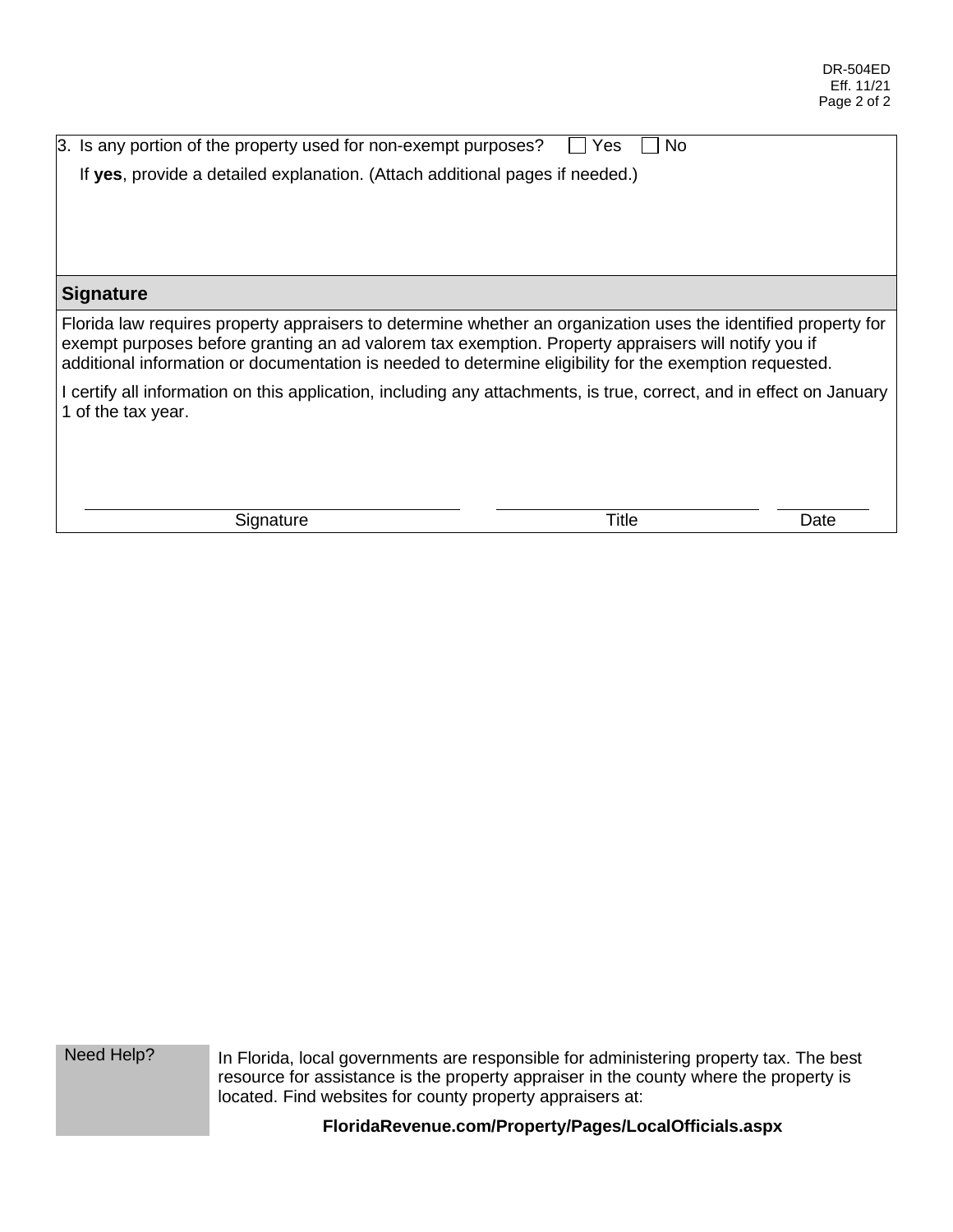3. Is any portion of the property used for non-exempt purposes? ☐ Yes ☐ No

   If **yes**, provide a detailed explanation. (Attach additional pages if needed.)

## Signature

Florida law requires property appraisers to determine whether an organization uses the identified property for exempt purposes before granting an ad valorem tax exemption. Property appraisers will notify you if additional information or documentation is needed to determine eligibility for the exemption requested.

I certify all information on this application, including any attachments, is true, correct, and in effect on January 1 of the tax year.

| | | |
|---|---|---|
| Signature | Title | Date |

Need Help?

In Florida, local governments are responsible for administering property tax. The best resource for assistance is the property appraiser in the county where the property is located. Find websites for county property appraisers at:

**FloridaRevenue.com/Property/Pages/LocalOfficials.aspx**